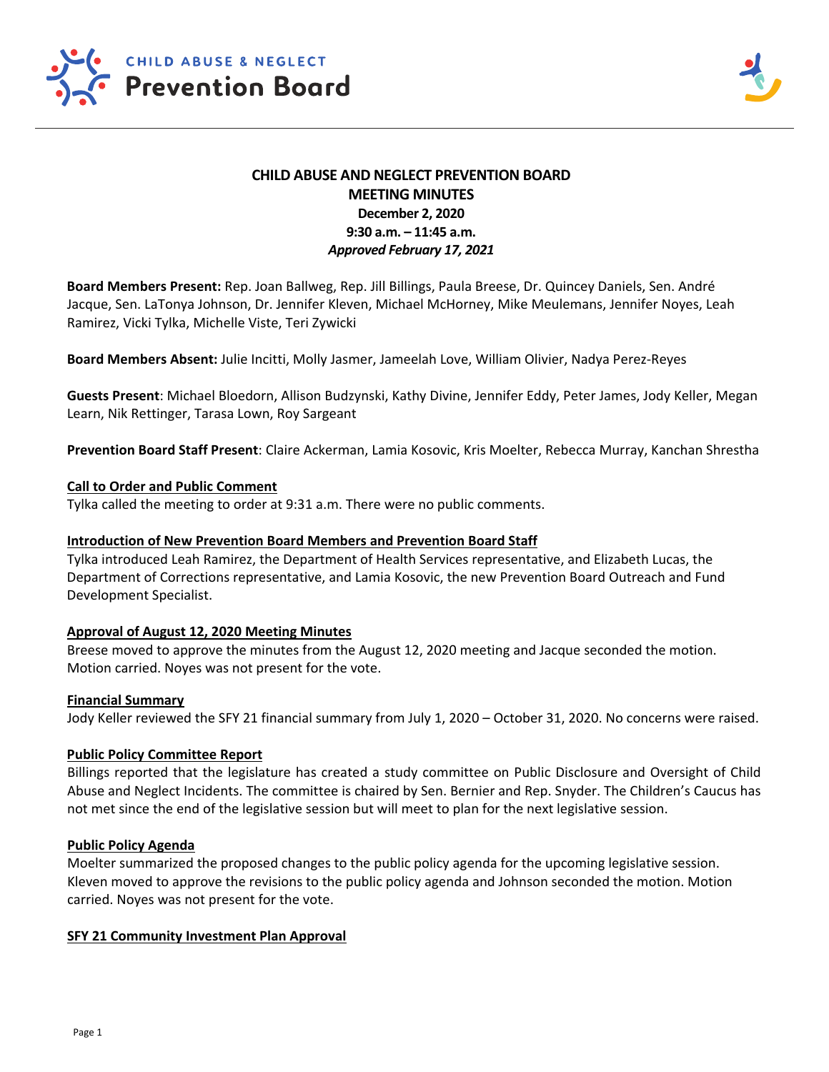**CHILD ABUSE & NEGLECT Prevention Board**

# CHILD ABUSE AND NEGLECT PREVENTION BOARD
## MEETING MINUTES
**December 2, 2020**
**9:30 a.m. – 11:45 a.m.**
***Approved February 17, 2021***

**Board Members Present:** Rep. Joan Ballweg, Rep. Jill Billings, Paula Breese, Dr. Quincey Daniels, Sen. André Jacque, Sen. LaTonya Johnson, Dr. Jennifer Kleven, Michael McHorney, Mike Meulemans, Jennifer Noyes, Leah Ramirez, Vicki Tylka, Michelle Viste, Teri Zywicki

**Board Members Absent:** Julie Incitti, Molly Jasmer, Jameelah Love, William Olivier, Nadya Perez-Reyes

**Guests Present**: Michael Bloedorn, Allison Budzynski, Kathy Divine, Jennifer Eddy, Peter James, Jody Keller, Megan Learn, Nik Rettinger, Tarasa Lown, Roy Sargeant

**Prevention Board Staff Present**: Claire Ackerman, Lamia Kosovic, Kris Moelter, Rebecca Murray, Kanchan Shrestha

**Call to Order and Public Comment**
Tylka called the meeting to order at 9:31 a.m. There were no public comments.

**Introduction of New Prevention Board Members and Prevention Board Staff**
Tylka introduced Leah Ramirez, the Department of Health Services representative, and Elizabeth Lucas, the Department of Corrections representative, and Lamia Kosovic, the new Prevention Board Outreach and Fund Development Specialist.

**Approval of August 12, 2020 Meeting Minutes**
Breese moved to approve the minutes from the August 12, 2020 meeting and Jacque seconded the motion. Motion carried. Noyes was not present for the vote.

**Financial Summary**
Jody Keller reviewed the SFY 21 financial summary from July 1, 2020 – October 31, 2020. No concerns were raised.

**Public Policy Committee Report**
Billings reported that the legislature has created a study committee on Public Disclosure and Oversight of Child Abuse and Neglect Incidents. The committee is chaired by Sen. Bernier and Rep. Snyder. The Children's Caucus has not met since the end of the legislative session but will meet to plan for the next legislative session.

**Public Policy Agenda**
Moelter summarized the proposed changes to the public policy agenda for the upcoming legislative session. Kleven moved to approve the revisions to the public policy agenda and Johnson seconded the motion. Motion carried. Noyes was not present for the vote.

**SFY 21 Community Investment Plan Approval**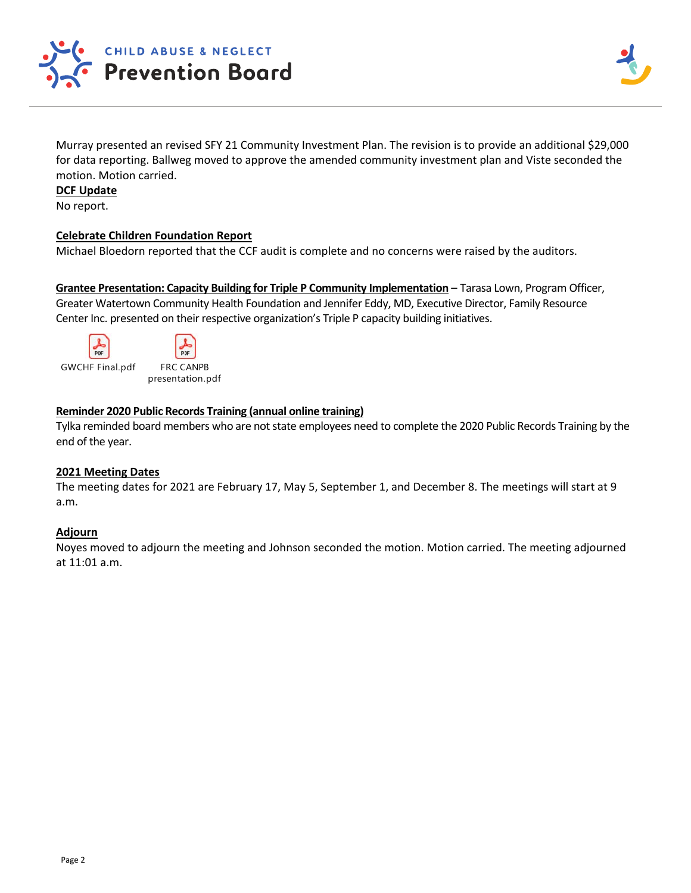Murray presented an revised SFY 21 Community Investment Plan. The revision is to provide an additional $29,000 for data reporting. Ballweg moved to approve the amended community investment plan and Viste seconded the motion. Motion carried.

**DCF Update**

No report.

**Celebrate Children Foundation Report**

Michael Bloedorn reported that the CCF audit is complete and no concerns were raised by the auditors.

**Grantee Presentation: Capacity Building for Triple P Community Implementation** – Tarasa Lown, Program Officer, Greater Watertown Community Health Foundation and Jennifer Eddy, MD, Executive Director, Family Resource Center Inc. presented on their respective organization's Triple P capacity building initiatives.

GWCHF Final.pdf

FRC CANPB presentation.pdf

**Reminder 2020 Public Records Training (annual online training)**

Tylka reminded board members who are not state employees need to complete the 2020 Public Records Training by the end of the year.

**2021 Meeting Dates**

The meeting dates for 2021 are February 17, May 5, September 1, and December 8. The meetings will start at 9 a.m.

**Adjourn**

Noyes moved to adjourn the meeting and Johnson seconded the motion. Motion carried. The meeting adjourned at 11:01 a.m.